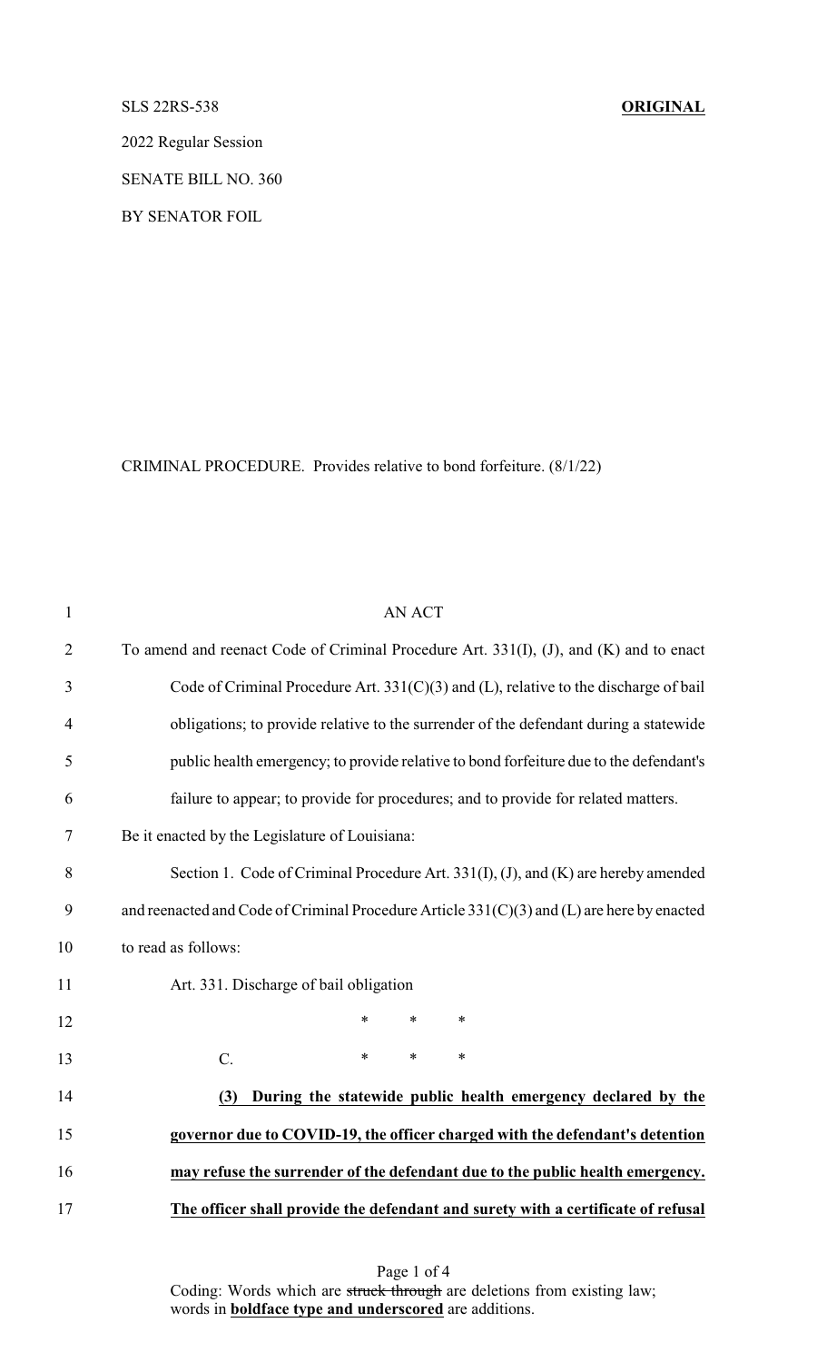SLS 22RS-538 **ORIGINAL**

2022 Regular Session

SENATE BILL NO. 360

BY SENATOR FOIL

CRIMINAL PROCEDURE. Provides relative to bond forfeiture. (8/1/22)

AN ACT

To amend and reenact Code of Criminal Procedure Art. 331(I), (J), and (K) and to enact Code of Criminal Procedure Art. 331(C)(3) and (L), relative to the discharge of bail obligations; to provide relative to the surrender of the defendant during a statewide public health emergency; to provide relative to bond forfeiture due to the defendant's failure to appear; to provide for procedures; and to provide for related matters.

Be it enacted by the Legislature of Louisiana:

Section 1. Code of Criminal Procedure Art. 331(I), (J), and (K) are hereby amended and reenacted and Code of Criminal Procedure Article 331(C)(3) and (L) are here by enacted to read as follows:

Art. 331. Discharge of bail obligation

\* \* \*

C. \* \* \*

**(3) During the statewide public health emergency declared by the governor due to COVID-19, the officer charged with the defendant's detention may refuse the surrender of the defendant due to the public health emergency. The officer shall provide the defendant and surety with a certificate of refusal**

Coding: Words which are ~~struck through~~ are deletions from existing law; words in **boldface type and underscored** are additions.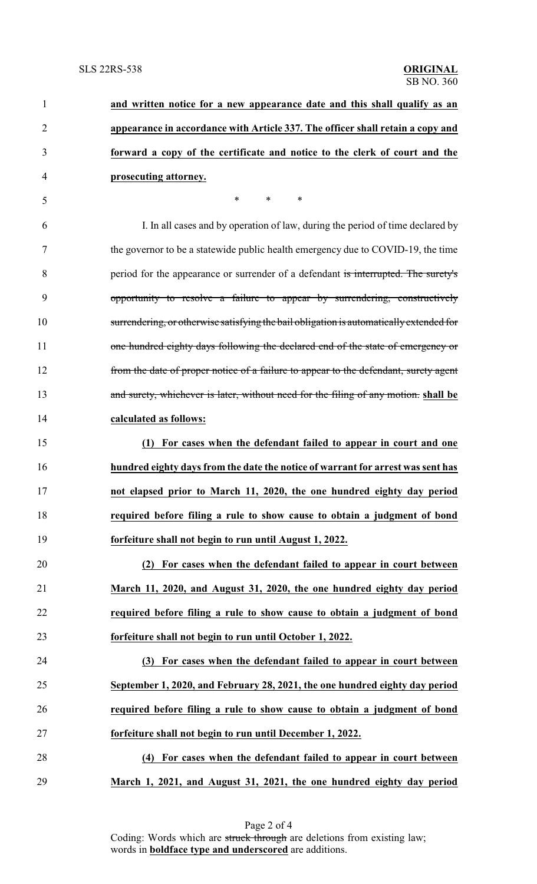**and written notice for a new appearance date and this shall qualify as an appearance in accordance with Article 337. The officer shall retain a copy and forward a copy of the certificate and notice to the clerk of court and the prosecuting attorney.**

\* \* \*

I. In all cases and by operation of law, during the period of time declared by the governor to be a statewide public health emergency due to COVID-19, the time period for the appearance or surrender of a defendant ~~is interrupted. The surety's opportunity to resolve a failure to appear by surrendering, constructively surrendering, or otherwise satisfying the bail obligation is automatically extended for one hundred eighty days following the declared end of the state of emergency or from the date of proper notice of a failure to appear to the defendant, surety agent and surety, whichever is later, without need for the filing of any motion.~~ **shall be calculated as follows:**

**(1) For cases when the defendant failed to appear in court and one hundred eighty days from the date the notice of warrant for arrest was sent has not elapsed prior to March 11, 2020, the one hundred eighty day period required before filing a rule to show cause to obtain a judgment of bond forfeiture shall not begin to run until August 1, 2022.**

**(2) For cases when the defendant failed to appear in court between March 11, 2020, and August 31, 2020, the one hundred eighty day period required before filing a rule to show cause to obtain a judgment of bond forfeiture shall not begin to run until October 1, 2022.**

**(3) For cases when the defendant failed to appear in court between September 1, 2020, and February 28, 2021, the one hundred eighty day period required before filing a rule to show cause to obtain a judgment of bond forfeiture shall not begin to run until December 1, 2022.**

**(4) For cases when the defendant failed to appear in court between March 1, 2021, and August 31, 2021, the one hundred eighty day period**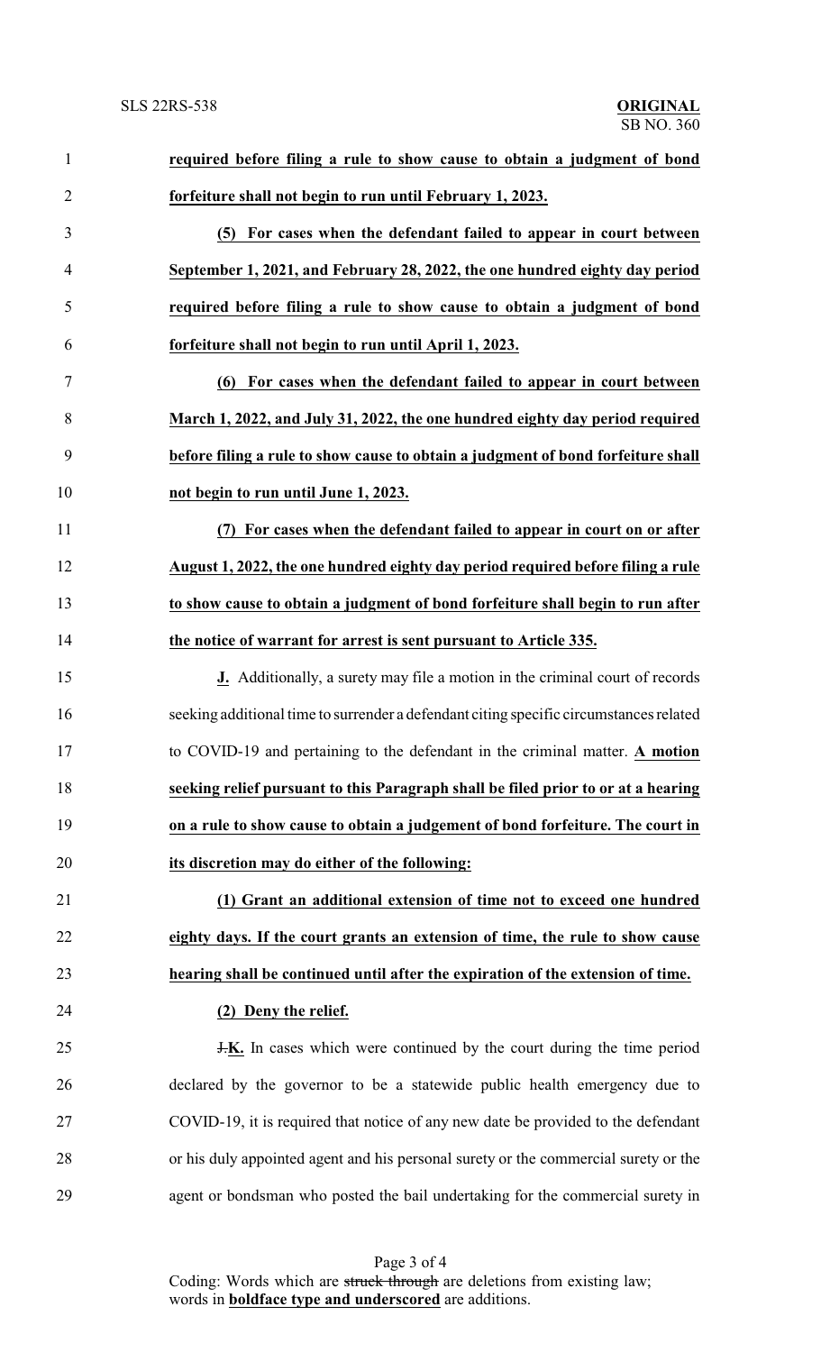**required before filing a rule to show cause to obtain a judgment of bond forfeiture shall not begin to run until February 1, 2023.**

**(5) For cases when the defendant failed to appear in court between September 1, 2021, and February 28, 2022, the one hundred eighty day period required before filing a rule to show cause to obtain a judgment of bond forfeiture shall not begin to run until April 1, 2023.**

**(6) For cases when the defendant failed to appear in court between March 1, 2022, and July 31, 2022, the one hundred eighty day period required before filing a rule to show cause to obtain a judgment of bond forfeiture shall not begin to run until June 1, 2023.**

**(7) For cases when the defendant failed to appear in court on or after August 1, 2022, the one hundred eighty day period required before filing a rule to show cause to obtain a judgment of bond forfeiture shall begin to run after the notice of warrant for arrest is sent pursuant to Article 335.**

**J.** Additionally, a surety may file a motion in the criminal court of records seeking additional time to surrender a defendant citing specific circumstances related to COVID-19 and pertaining to the defendant in the criminal matter. **A motion seeking relief pursuant to this Paragraph shall be filed prior to or at a hearing on a rule to show cause to obtain a judgement of bond forfeiture. The court in its discretion may do either of the following:**

**(1) Grant an additional extension of time not to exceed one hundred eighty days. If the court grants an extension of time, the rule to show cause hearing shall be continued until after the expiration of the extension of time.**

**(2) Deny the relief.**

~~J.~~**K.** In cases which were continued by the court during the time period declared by the governor to be a statewide public health emergency due to COVID-19, it is required that notice of any new date be provided to the defendant or his duly appointed agent and his personal surety or the commercial surety or the agent or bondsman who posted the bail undertaking for the commercial surety in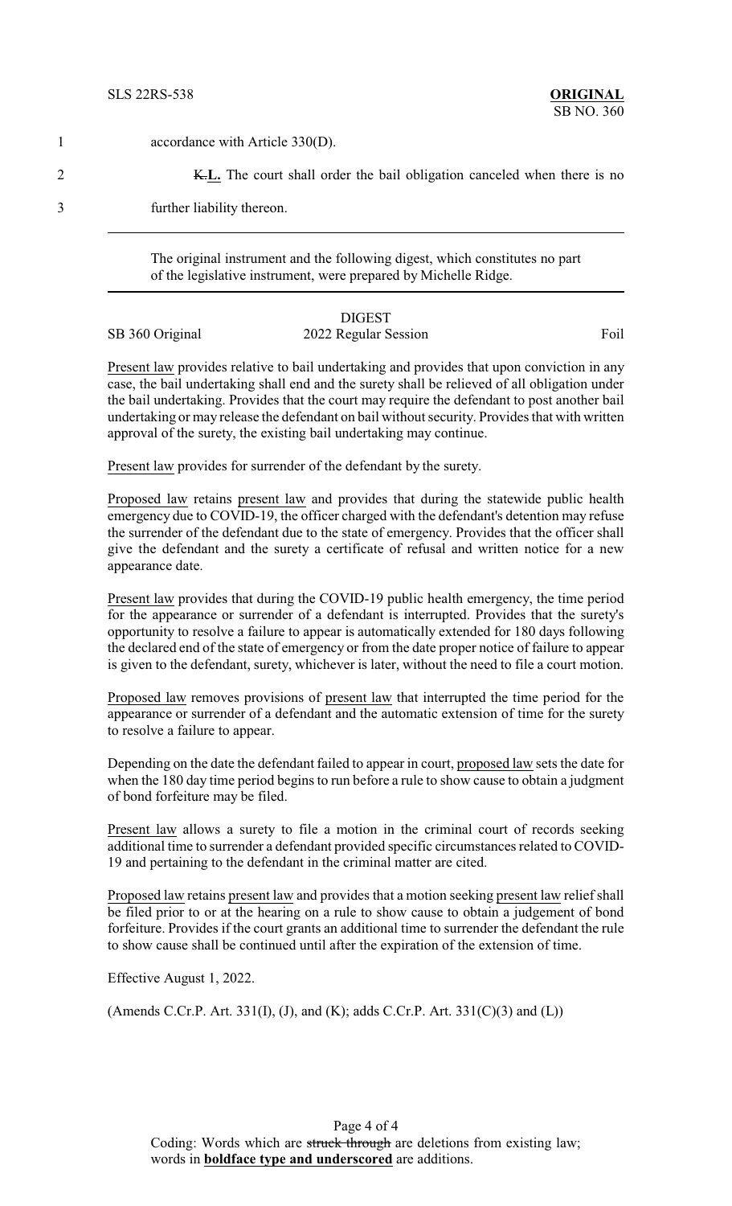accordance with Article 330(D).

~~K.~~**L.** The court shall order the bail obligation canceled when there is no further liability thereon.

The original instrument and the following digest, which constitutes no part of the legislative instrument, were prepared by Michelle Ridge.

DIGEST

SB 360 Original 2022 Regular Session Foil

Present law provides relative to bail undertaking and provides that upon conviction in any case, the bail undertaking shall end and the surety shall be relieved of all obligation under the bail undertaking. Provides that the court may require the defendant to post another bail undertaking or may release the defendant on bail without security. Provides that with written approval of the surety, the existing bail undertaking may continue.

Present law provides for surrender of the defendant by the surety.

Proposed law retains present law and provides that during the statewide public health emergency due to COVID-19, the officer charged with the defendant's detention may refuse the surrender of the defendant due to the state of emergency. Provides that the officer shall give the defendant and the surety a certificate of refusal and written notice for a new appearance date.

Present law provides that during the COVID-19 public health emergency, the time period for the appearance or surrender of a defendant is interrupted. Provides that the surety's opportunity to resolve a failure to appear is automatically extended for 180 days following the declared end of the state of emergency or from the date proper notice of failure to appear is given to the defendant, surety, whichever is later, without the need to file a court motion.

Proposed law removes provisions of present law that interrupted the time period for the appearance or surrender of a defendant and the automatic extension of time for the surety to resolve a failure to appear.

Depending on the date the defendant failed to appear in court, proposed law sets the date for when the 180 day time period begins to run before a rule to show cause to obtain a judgment of bond forfeiture may be filed.

Present law allows a surety to file a motion in the criminal court of records seeking additional time to surrender a defendant provided specific circumstances related to COVID-19 and pertaining to the defendant in the criminal matter are cited.

Proposed law retains present law and provides that a motion seeking present law relief shall be filed prior to or at the hearing on a rule to show cause to obtain a judgement of bond forfeiture. Provides if the court grants an additional time to surrender the defendant the rule to show cause shall be continued until after the expiration of the extension of time.

Effective August 1, 2022.

(Amends C.Cr.P. Art. 331(I), (J), and (K); adds C.Cr.P. Art. 331(C)(3) and (L))

Coding: Words which are ~~struck through~~ are deletions from existing law; words in **boldface type and underscored** are additions.